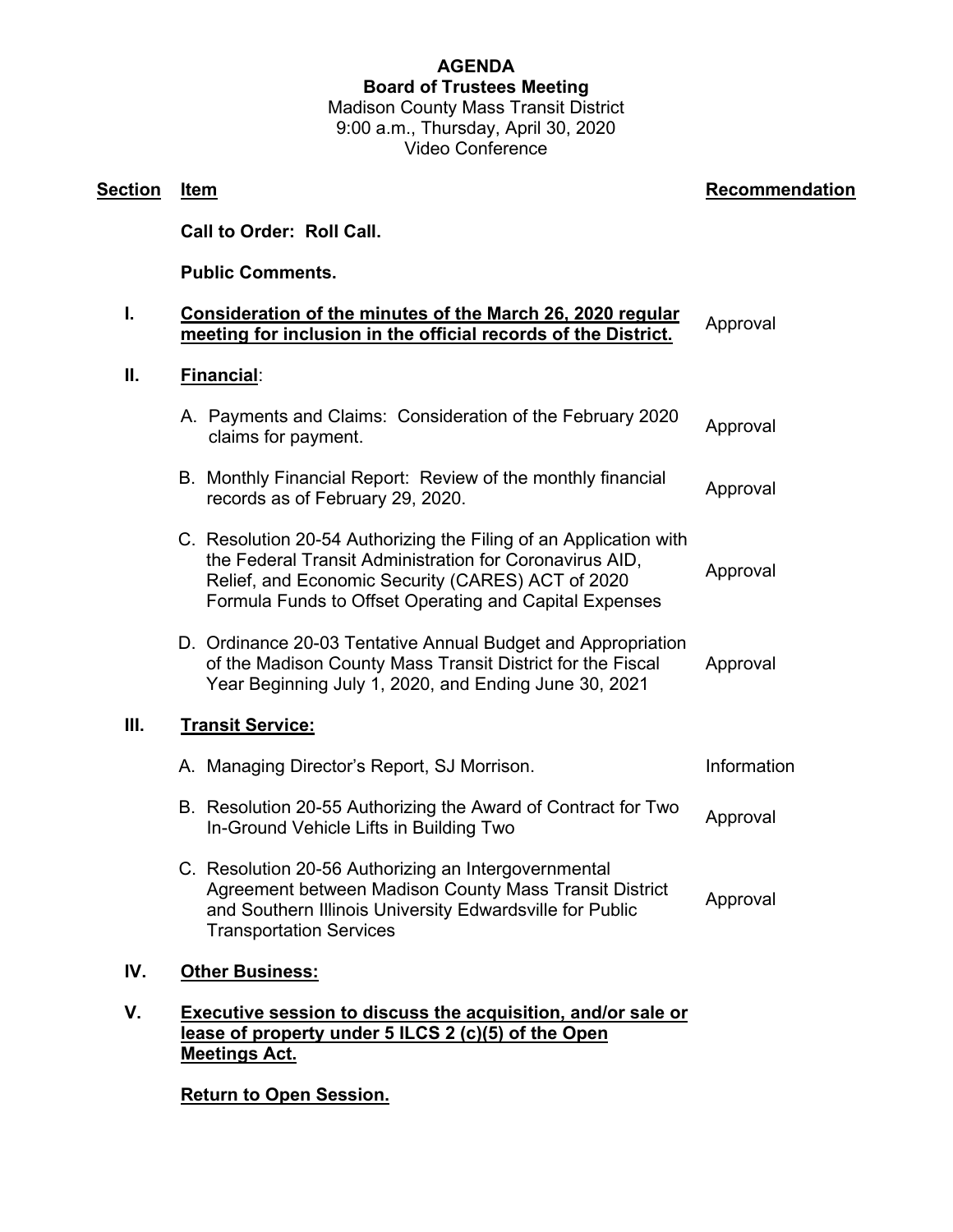# AGENDA

## Board of Trustees Meeting

Madison County Mass Transit District
9:00 a.m., Thursday, April 30, 2020
Video Conference

| Section | Item | Recommendation |
|---|---|---|
| | **Call to Order: Roll Call.** | |
| | **Public Comments.** | |
| **I.** | **Consideration of the minutes of the March 26, 2020 regular meeting for inclusion in the official records of the District.** | Approval |
| **II.** | **Financial**: | |
| | A. Payments and Claims: Consideration of the February 2020 claims for payment. | Approval |
| | B. Monthly Financial Report: Review of the monthly financial records as of February 29, 2020. | Approval |
| | C. Resolution 20-54 Authorizing the Filing of an Application with the Federal Transit Administration for Coronavirus AID, Relief, and Economic Security (CARES) ACT of 2020 Formula Funds to Offset Operating and Capital Expenses | Approval |
| | D. Ordinance 20-03 Tentative Annual Budget and Appropriation of the Madison County Mass Transit District for the Fiscal Year Beginning July 1, 2020, and Ending June 30, 2021 | Approval |
| **III.** | **Transit Service:** | |
| | A. Managing Director's Report, SJ Morrison. | Information |
| | B. Resolution 20-55 Authorizing the Award of Contract for Two In-Ground Vehicle Lifts in Building Two | Approval |
| | C. Resolution 20-56 Authorizing an Intergovernmental Agreement between Madison County Mass Transit District and Southern Illinois University Edwardsville for Public Transportation Services | Approval |
| **IV.** | **Other Business:** | |
| **V.** | **Executive session to discuss the acquisition, and/or sale or lease of property under 5 ILCS 2 (c)(5) of the Open Meetings Act.** | |
| | **Return to Open Session.** | |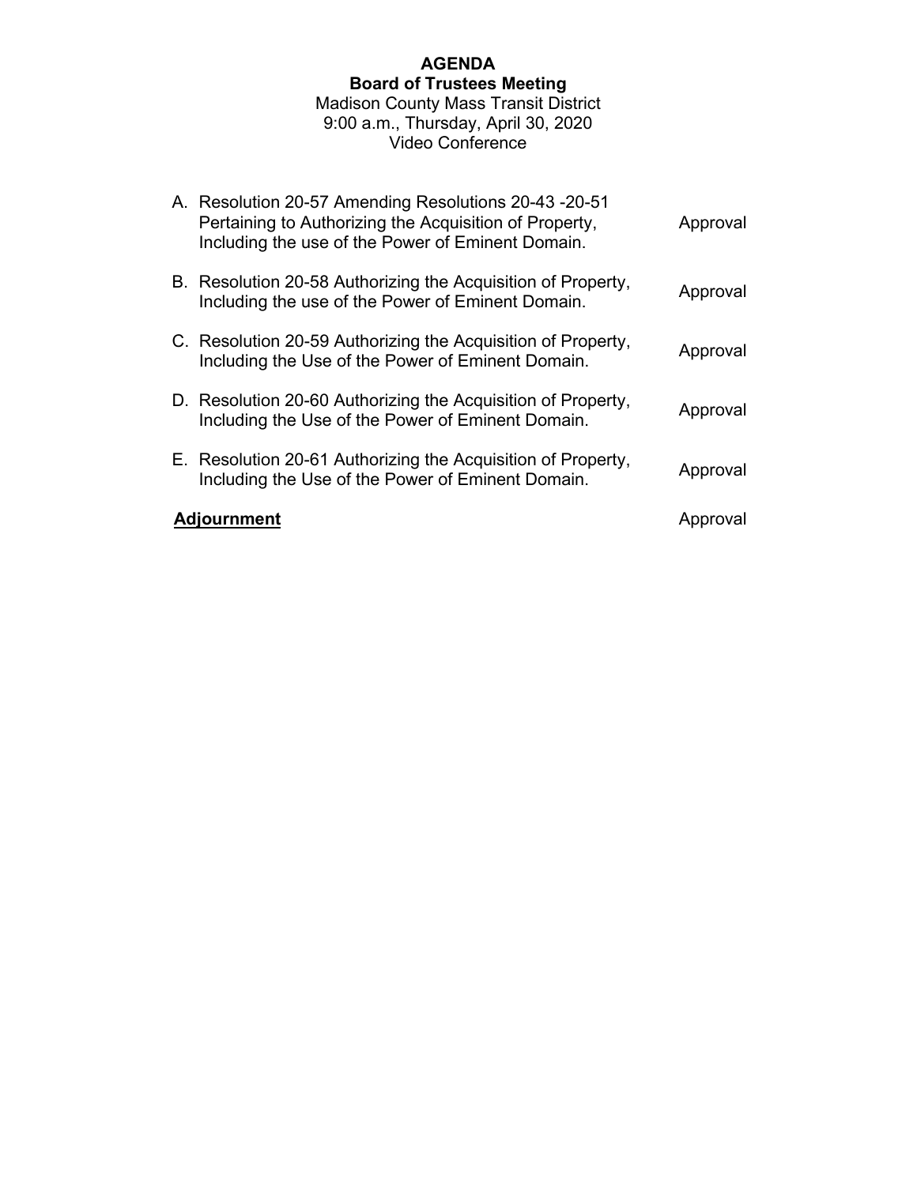**AGENDA**

**Board of Trustees Meeting**

Madison County Mass Transit District

9:00 a.m., Thursday, April 30, 2020

Video Conference

| | |
|---|---|
| A. Resolution 20-57 Amending Resolutions 20-43 -20-51 Pertaining to Authorizing the Acquisition of Property, Including the use of the Power of Eminent Domain. | Approval |
| B. Resolution 20-58 Authorizing the Acquisition of Property, Including the use of the Power of Eminent Domain. | Approval |
| C. Resolution 20-59 Authorizing the Acquisition of Property, Including the Use of the Power of Eminent Domain. | Approval |
| D. Resolution 20-60 Authorizing the Acquisition of Property, Including the Use of the Power of Eminent Domain. | Approval |
| E. Resolution 20-61 Authorizing the Acquisition of Property, Including the Use of the Power of Eminent Domain. | Approval |
| **Adjournment** | Approval |